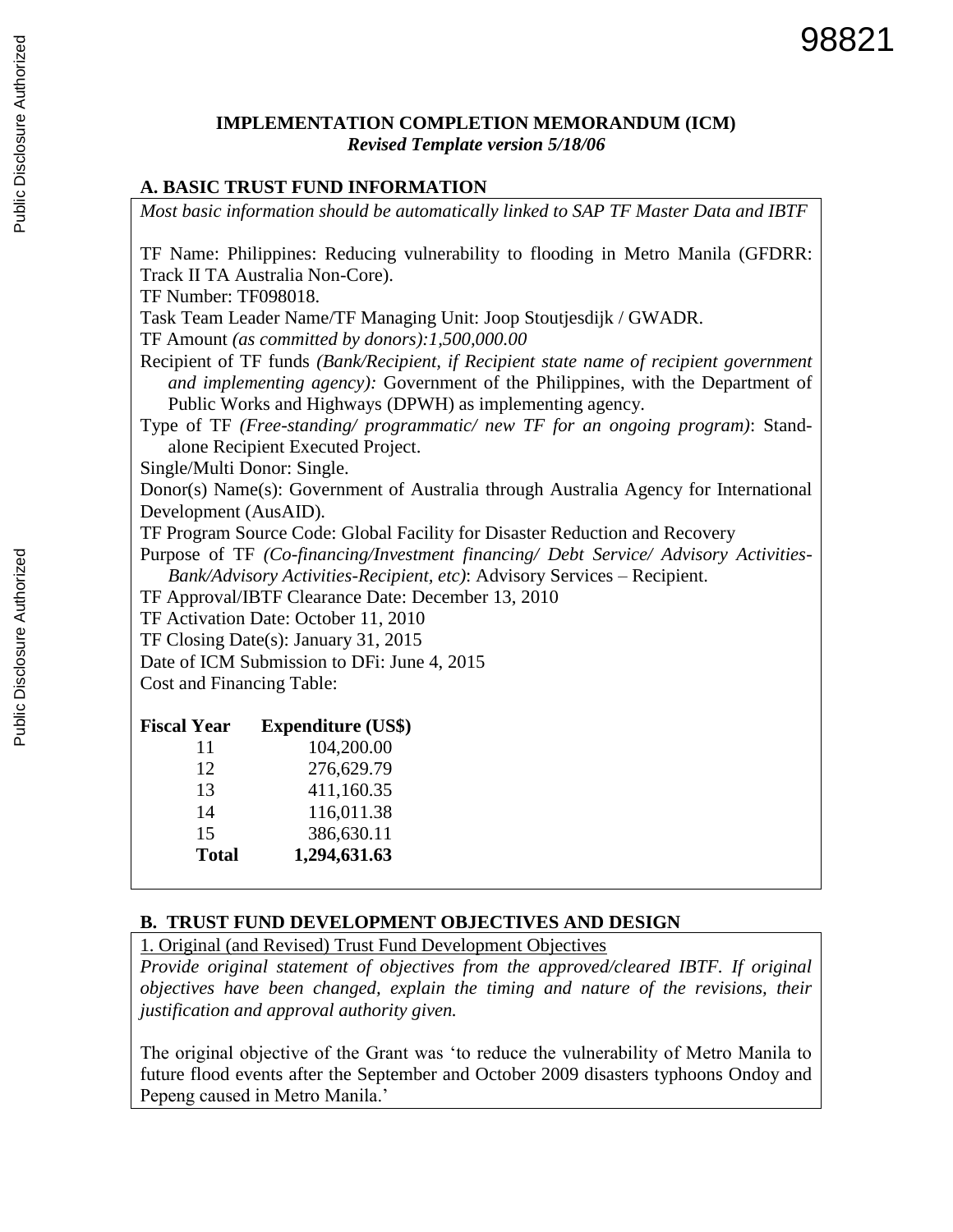98821

# IMPLEMENTATION COMPLETION MEMORANDUM (ICM)

*Revised Template version 5/18/06*

## A. BASIC TRUST FUND INFORMATION

*Most basic information should be automatically linked to SAP TF Master Data and IBTF*

TF Name: Philippines: Reducing vulnerability to flooding in Metro Manila (GFDRR: Track II TA Australia Non-Core).

TF Number: TF098018.

Task Team Leader Name/TF Managing Unit: Joop Stoutjesdijk / GWADR.

TF Amount *(as committed by donors):1,500,000.00*

Recipient of TF funds *(Bank/Recipient, if Recipient state name of recipient government and implementing agency):* Government of the Philippines, with the Department of Public Works and Highways (DPWH) as implementing agency.

Type of TF *(Free-standing/ programmatic/ new TF for an ongoing program)*: Stand-alone Recipient Executed Project.

Single/Multi Donor: Single.

Donor(s) Name(s): Government of Australia through Australia Agency for International Development (AusAID).

TF Program Source Code: Global Facility for Disaster Reduction and Recovery

Purpose of TF *(Co-financing/Investment financing/ Debt Service/ Advisory Activities-Bank/Advisory Activities-Recipient, etc)*: Advisory Services – Recipient.

TF Approval/IBTF Clearance Date: December 13, 2010

TF Activation Date: October 11, 2010

TF Closing Date(s): January 31, 2015

Date of ICM Submission to DFi: June 4, 2015

Cost and Financing Table:

| Fiscal Year | Expenditure (US$) |
|---|---|
| 11 | 104,200.00 |
| 12 | 276,629.79 |
| 13 | 411,160.35 |
| 14 | 116,011.38 |
| 15 | 386,630.11 |
| **Total** | **1,294,631.63** |

## B. TRUST FUND DEVELOPMENT OBJECTIVES AND DESIGN

1. Original (and Revised) Trust Fund Development Objectives

*Provide original statement of objectives from the approved/cleared IBTF. If original objectives have been changed, explain the timing and nature of the revisions, their justification and approval authority given.*

The original objective of the Grant was 'to reduce the vulnerability of Metro Manila to future flood events after the September and October 2009 disasters typhoons Ondoy and Pepeng caused in Metro Manila.'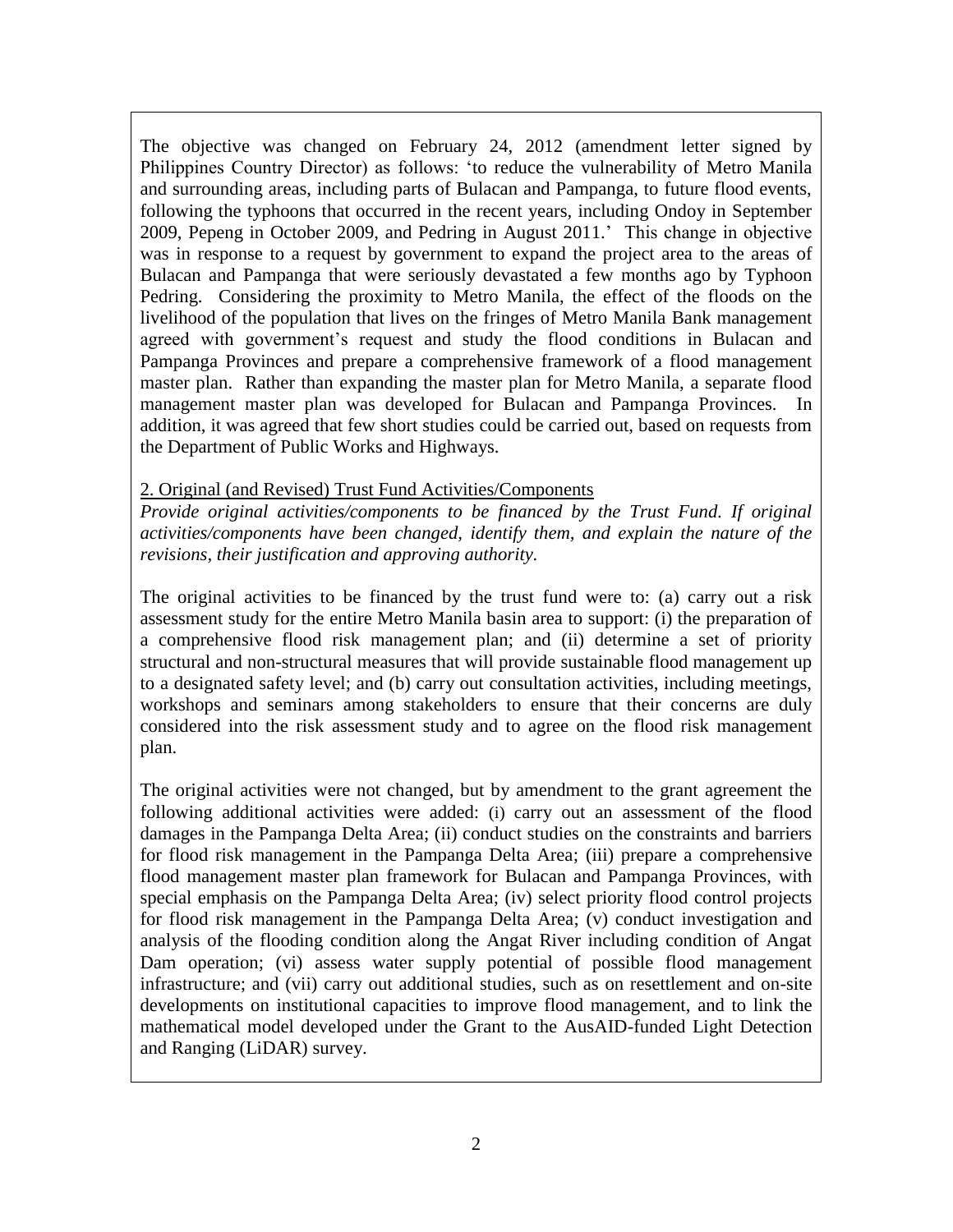The objective was changed on February 24, 2012 (amendment letter signed by Philippines Country Director) as follows: 'to reduce the vulnerability of Metro Manila and surrounding areas, including parts of Bulacan and Pampanga, to future flood events, following the typhoons that occurred in the recent years, including Ondoy in September 2009, Pepeng in October 2009, and Pedring in August 2011.' This change in objective was in response to a request by government to expand the project area to the areas of Bulacan and Pampanga that were seriously devastated a few months ago by Typhoon Pedring. Considering the proximity to Metro Manila, the effect of the floods on the livelihood of the population that lives on the fringes of Metro Manila Bank management agreed with government's request and study the flood conditions in Bulacan and Pampanga Provinces and prepare a comprehensive framework of a flood management master plan. Rather than expanding the master plan for Metro Manila, a separate flood management master plan was developed for Bulacan and Pampanga Provinces. In addition, it was agreed that few short studies could be carried out, based on requests from the Department of Public Works and Highways.

2. Original (and Revised) Trust Fund Activities/Components

*Provide original activities/components to be financed by the Trust Fund. If original activities/components have been changed, identify them, and explain the nature of the revisions, their justification and approving authority.*

The original activities to be financed by the trust fund were to: (a) carry out a risk assessment study for the entire Metro Manila basin area to support: (i) the preparation of a comprehensive flood risk management plan; and (ii) determine a set of priority structural and non-structural measures that will provide sustainable flood management up to a designated safety level; and (b) carry out consultation activities, including meetings, workshops and seminars among stakeholders to ensure that their concerns are duly considered into the risk assessment study and to agree on the flood risk management plan.

The original activities were not changed, but by amendment to the grant agreement the following additional activities were added: (i) carry out an assessment of the flood damages in the Pampanga Delta Area; (ii) conduct studies on the constraints and barriers for flood risk management in the Pampanga Delta Area; (iii) prepare a comprehensive flood management master plan framework for Bulacan and Pampanga Provinces, with special emphasis on the Pampanga Delta Area; (iv) select priority flood control projects for flood risk management in the Pampanga Delta Area; (v) conduct investigation and analysis of the flooding condition along the Angat River including condition of Angat Dam operation; (vi) assess water supply potential of possible flood management infrastructure; and (vii) carry out additional studies, such as on resettlement and on-site developments on institutional capacities to improve flood management, and to link the mathematical model developed under the Grant to the AusAID-funded Light Detection and Ranging (LiDAR) survey.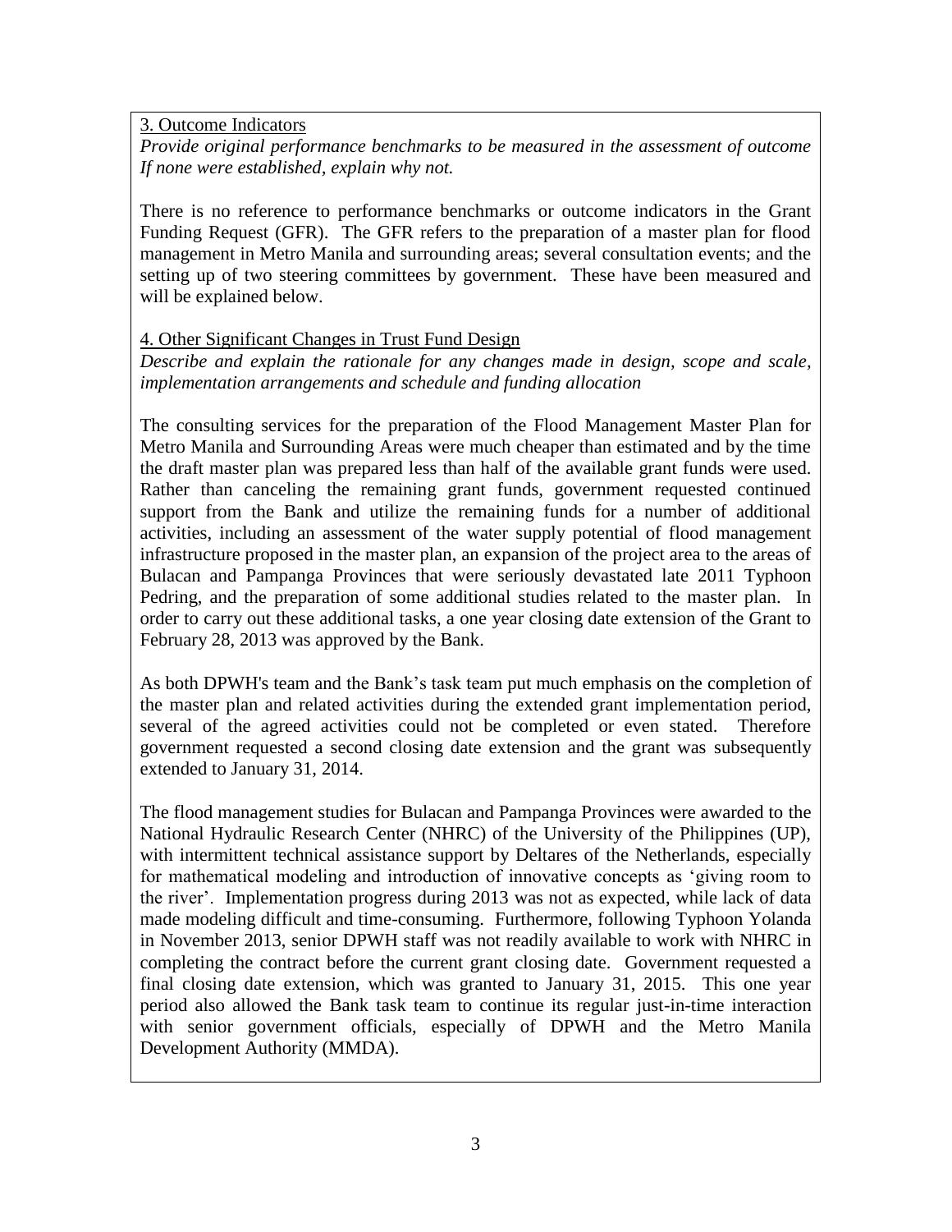3. Outcome Indicators

*Provide original performance benchmarks to be measured in the assessment of outcome If none were established, explain why not.*

There is no reference to performance benchmarks or outcome indicators in the Grant Funding Request (GFR). The GFR refers to the preparation of a master plan for flood management in Metro Manila and surrounding areas; several consultation events; and the setting up of two steering committees by government. These have been measured and will be explained below.

4. Other Significant Changes in Trust Fund Design

*Describe and explain the rationale for any changes made in design, scope and scale, implementation arrangements and schedule and funding allocation*

The consulting services for the preparation of the Flood Management Master Plan for Metro Manila and Surrounding Areas were much cheaper than estimated and by the time the draft master plan was prepared less than half of the available grant funds were used. Rather than canceling the remaining grant funds, government requested continued support from the Bank and utilize the remaining funds for a number of additional activities, including an assessment of the water supply potential of flood management infrastructure proposed in the master plan, an expansion of the project area to the areas of Bulacan and Pampanga Provinces that were seriously devastated late 2011 Typhoon Pedring, and the preparation of some additional studies related to the master plan. In order to carry out these additional tasks, a one year closing date extension of the Grant to February 28, 2013 was approved by the Bank.

As both DPWH's team and the Bank's task team put much emphasis on the completion of the master plan and related activities during the extended grant implementation period, several of the agreed activities could not be completed or even stated. Therefore government requested a second closing date extension and the grant was subsequently extended to January 31, 2014.

The flood management studies for Bulacan and Pampanga Provinces were awarded to the National Hydraulic Research Center (NHRC) of the University of the Philippines (UP), with intermittent technical assistance support by Deltares of the Netherlands, especially for mathematical modeling and introduction of innovative concepts as 'giving room to the river'. Implementation progress during 2013 was not as expected, while lack of data made modeling difficult and time-consuming. Furthermore, following Typhoon Yolanda in November 2013, senior DPWH staff was not readily available to work with NHRC in completing the contract before the current grant closing date. Government requested a final closing date extension, which was granted to January 31, 2015. This one year period also allowed the Bank task team to continue its regular just-in-time interaction with senior government officials, especially of DPWH and the Metro Manila Development Authority (MMDA).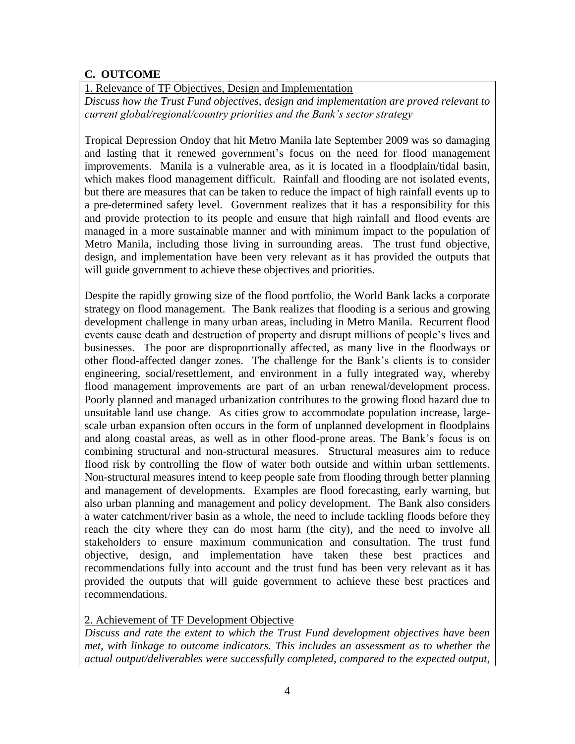## C. OUTCOME

1. Relevance of TF Objectives, Design and Implementation

*Discuss how the Trust Fund objectives, design and implementation are proved relevant to current global/regional/country priorities and the Bank's sector strategy*

Tropical Depression Ondoy that hit Metro Manila late September 2009 was so damaging and lasting that it renewed government's focus on the need for flood management improvements. Manila is a vulnerable area, as it is located in a floodplain/tidal basin, which makes flood management difficult. Rainfall and flooding are not isolated events, but there are measures that can be taken to reduce the impact of high rainfall events up to a pre-determined safety level. Government realizes that it has a responsibility for this and provide protection to its people and ensure that high rainfall and flood events are managed in a more sustainable manner and with minimum impact to the population of Metro Manila, including those living in surrounding areas. The trust fund objective, design, and implementation have been very relevant as it has provided the outputs that will guide government to achieve these objectives and priorities.

Despite the rapidly growing size of the flood portfolio, the World Bank lacks a corporate strategy on flood management. The Bank realizes that flooding is a serious and growing development challenge in many urban areas, including in Metro Manila. Recurrent flood events cause death and destruction of property and disrupt millions of people's lives and businesses. The poor are disproportionally affected, as many live in the floodways or other flood-affected danger zones. The challenge for the Bank's clients is to consider engineering, social/resettlement, and environment in a fully integrated way, whereby flood management improvements are part of an urban renewal/development process. Poorly planned and managed urbanization contributes to the growing flood hazard due to unsuitable land use change. As cities grow to accommodate population increase, large-scale urban expansion often occurs in the form of unplanned development in floodplains and along coastal areas, as well as in other flood-prone areas. The Bank's focus is on combining structural and non-structural measures. Structural measures aim to reduce flood risk by controlling the flow of water both outside and within urban settlements. Non-structural measures intend to keep people safe from flooding through better planning and management of developments. Examples are flood forecasting, early warning, but also urban planning and management and policy development. The Bank also considers a water catchment/river basin as a whole, the need to include tackling floods before they reach the city where they can do most harm (the city), and the need to involve all stakeholders to ensure maximum communication and consultation. The trust fund objective, design, and implementation have taken these best practices and recommendations fully into account and the trust fund has been very relevant as it has provided the outputs that will guide government to achieve these best practices and recommendations.

2. Achievement of TF Development Objective

*Discuss and rate the extent to which the Trust Fund development objectives have been met, with linkage to outcome indicators. This includes an assessment as to whether the actual output/deliverables were successfully completed, compared to the expected output,*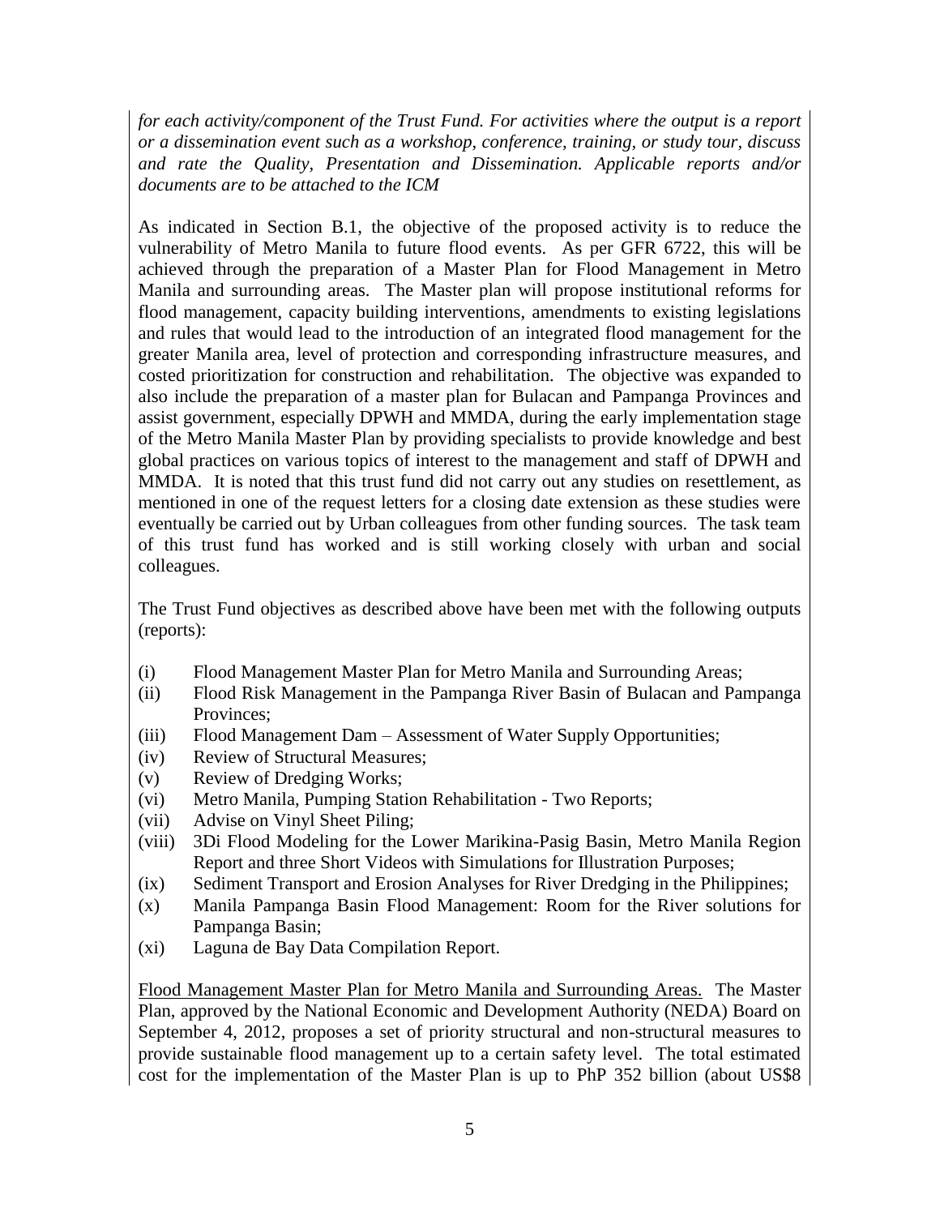*for each activity/component of the Trust Fund. For activities where the output is a report or a dissemination event such as a workshop, conference, training, or study tour, discuss and rate the Quality, Presentation and Dissemination. Applicable reports and/or documents are to be attached to the ICM*

As indicated in Section B.1, the objective of the proposed activity is to reduce the vulnerability of Metro Manila to future flood events. As per GFR 6722, this will be achieved through the preparation of a Master Plan for Flood Management in Metro Manila and surrounding areas. The Master plan will propose institutional reforms for flood management, capacity building interventions, amendments to existing legislations and rules that would lead to the introduction of an integrated flood management for the greater Manila area, level of protection and corresponding infrastructure measures, and costed prioritization for construction and rehabilitation. The objective was expanded to also include the preparation of a master plan for Bulacan and Pampanga Provinces and assist government, especially DPWH and MMDA, during the early implementation stage of the Metro Manila Master Plan by providing specialists to provide knowledge and best global practices on various topics of interest to the management and staff of DPWH and MMDA. It is noted that this trust fund did not carry out any studies on resettlement, as mentioned in one of the request letters for a closing date extension as these studies were eventually be carried out by Urban colleagues from other funding sources. The task team of this trust fund has worked and is still working closely with urban and social colleagues.

The Trust Fund objectives as described above have been met with the following outputs (reports):

- (i) Flood Management Master Plan for Metro Manila and Surrounding Areas;
- (ii) Flood Risk Management in the Pampanga River Basin of Bulacan and Pampanga Provinces;
- (iii) Flood Management Dam – Assessment of Water Supply Opportunities;
- (iv) Review of Structural Measures;
- (v) Review of Dredging Works;
- (vi) Metro Manila, Pumping Station Rehabilitation - Two Reports;
- (vii) Advise on Vinyl Sheet Piling;
- (viii) 3Di Flood Modeling for the Lower Marikina-Pasig Basin, Metro Manila Region Report and three Short Videos with Simulations for Illustration Purposes;
- (ix) Sediment Transport and Erosion Analyses for River Dredging in the Philippines;
- (x) Manila Pampanga Basin Flood Management: Room for the River solutions for Pampanga Basin;
- (xi) Laguna de Bay Data Compilation Report.

<u>Flood Management Master Plan for Metro Manila and Surrounding Areas.</u> The Master Plan, approved by the National Economic and Development Authority (NEDA) Board on September 4, 2012, proposes a set of priority structural and non-structural measures to provide sustainable flood management up to a certain safety level. The total estimated cost for the implementation of the Master Plan is up to PhP 352 billion (about US$8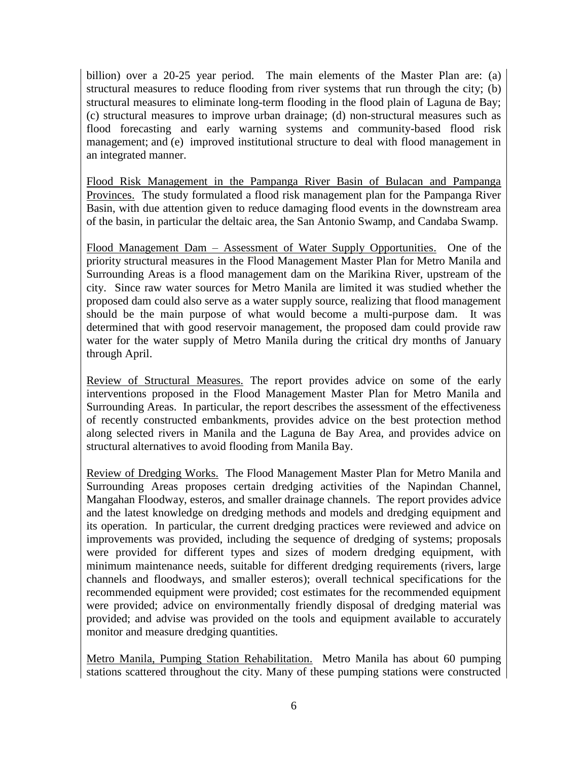billion) over a 20-25 year period. The main elements of the Master Plan are: (a) structural measures to reduce flooding from river systems that run through the city; (b) structural measures to eliminate long-term flooding in the flood plain of Laguna de Bay; (c) structural measures to improve urban drainage; (d) non-structural measures such as flood forecasting and early warning systems and community-based flood risk management; and (e) improved institutional structure to deal with flood management in an integrated manner.

Flood Risk Management in the Pampanga River Basin of Bulacan and Pampanga Provinces. The study formulated a flood risk management plan for the Pampanga River Basin, with due attention given to reduce damaging flood events in the downstream area of the basin, in particular the deltaic area, the San Antonio Swamp, and Candaba Swamp.

Flood Management Dam – Assessment of Water Supply Opportunities. One of the priority structural measures in the Flood Management Master Plan for Metro Manila and Surrounding Areas is a flood management dam on the Marikina River, upstream of the city. Since raw water sources for Metro Manila are limited it was studied whether the proposed dam could also serve as a water supply source, realizing that flood management should be the main purpose of what would become a multi-purpose dam. It was determined that with good reservoir management, the proposed dam could provide raw water for the water supply of Metro Manila during the critical dry months of January through April.

Review of Structural Measures. The report provides advice on some of the early interventions proposed in the Flood Management Master Plan for Metro Manila and Surrounding Areas. In particular, the report describes the assessment of the effectiveness of recently constructed embankments, provides advice on the best protection method along selected rivers in Manila and the Laguna de Bay Area, and provides advice on structural alternatives to avoid flooding from Manila Bay.

Review of Dredging Works. The Flood Management Master Plan for Metro Manila and Surrounding Areas proposes certain dredging activities of the Napindan Channel, Mangahan Floodway, esteros, and smaller drainage channels. The report provides advice and the latest knowledge on dredging methods and models and dredging equipment and its operation. In particular, the current dredging practices were reviewed and advice on improvements was provided, including the sequence of dredging of systems; proposals were provided for different types and sizes of modern dredging equipment, with minimum maintenance needs, suitable for different dredging requirements (rivers, large channels and floodways, and smaller esteros); overall technical specifications for the recommended equipment were provided; cost estimates for the recommended equipment were provided; advice on environmentally friendly disposal of dredging material was provided; and advise was provided on the tools and equipment available to accurately monitor and measure dredging quantities.

Metro Manila, Pumping Station Rehabilitation. Metro Manila has about 60 pumping stations scattered throughout the city. Many of these pumping stations were constructed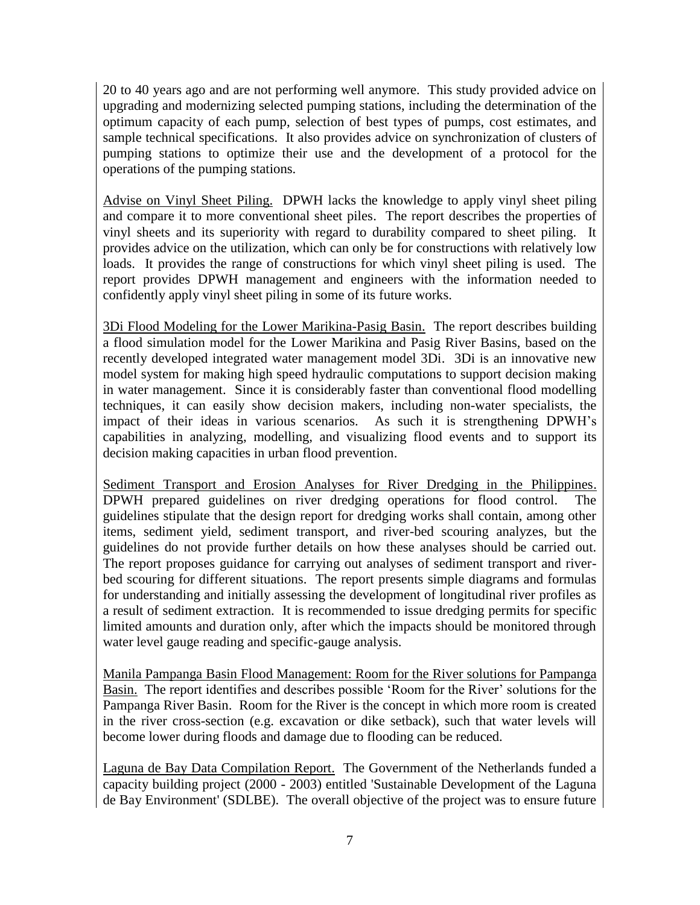20 to 40 years ago and are not performing well anymore. This study provided advice on upgrading and modernizing selected pumping stations, including the determination of the optimum capacity of each pump, selection of best types of pumps, cost estimates, and sample technical specifications. It also provides advice on synchronization of clusters of pumping stations to optimize their use and the development of a protocol for the operations of the pumping stations.

<u>Advise on Vinyl Sheet Piling.</u> DPWH lacks the knowledge to apply vinyl sheet piling and compare it to more conventional sheet piles. The report describes the properties of vinyl sheets and its superiority with regard to durability compared to sheet piling. It provides advice on the utilization, which can only be for constructions with relatively low loads. It provides the range of constructions for which vinyl sheet piling is used. The report provides DPWH management and engineers with the information needed to confidently apply vinyl sheet piling in some of its future works.

<u>3Di Flood Modeling for the Lower Marikina-Pasig Basin.</u> The report describes building a flood simulation model for the Lower Marikina and Pasig River Basins, based on the recently developed integrated water management model 3Di. 3Di is an innovative new model system for making high speed hydraulic computations to support decision making in water management. Since it is considerably faster than conventional flood modelling techniques, it can easily show decision makers, including non-water specialists, the impact of their ideas in various scenarios. As such it is strengthening DPWH's capabilities in analyzing, modelling, and visualizing flood events and to support its decision making capacities in urban flood prevention.

<u>Sediment Transport and Erosion Analyses for River Dredging in the Philippines.</u> DPWH prepared guidelines on river dredging operations for flood control. The guidelines stipulate that the design report for dredging works shall contain, among other items, sediment yield, sediment transport, and river-bed scouring analyzes, but the guidelines do not provide further details on how these analyses should be carried out. The report proposes guidance for carrying out analyses of sediment transport and river-bed scouring for different situations. The report presents simple diagrams and formulas for understanding and initially assessing the development of longitudinal river profiles as a result of sediment extraction. It is recommended to issue dredging permits for specific limited amounts and duration only, after which the impacts should be monitored through water level gauge reading and specific-gauge analysis.

<u>Manila Pampanga Basin Flood Management: Room for the River solutions for Pampanga Basin.</u> The report identifies and describes possible 'Room for the River' solutions for the Pampanga River Basin. Room for the River is the concept in which more room is created in the river cross-section (e.g. excavation or dike setback), such that water levels will become lower during floods and damage due to flooding can be reduced.

<u>Laguna de Bay Data Compilation Report.</u> The Government of the Netherlands funded a capacity building project (2000 - 2003) entitled 'Sustainable Development of the Laguna de Bay Environment' (SDLBE). The overall objective of the project was to ensure future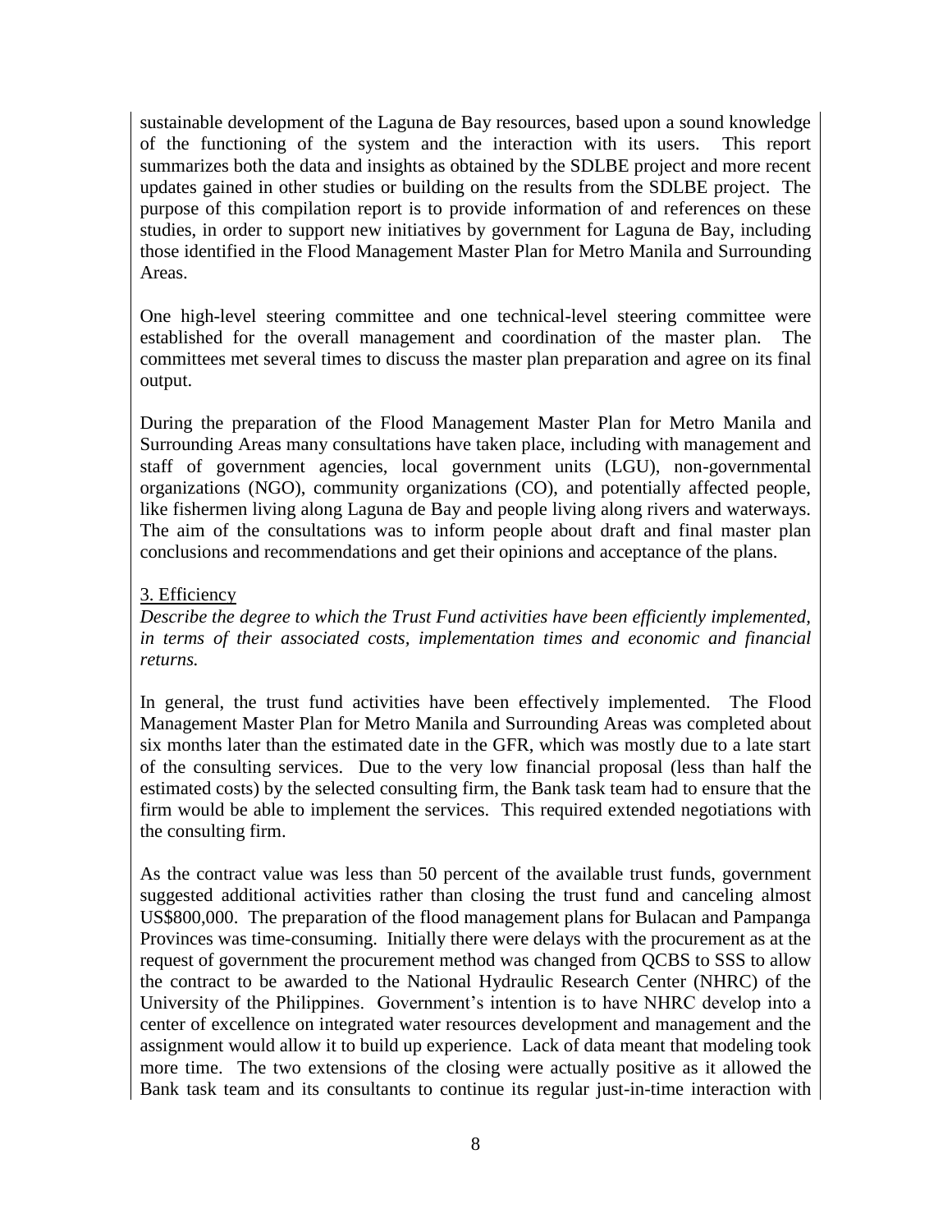sustainable development of the Laguna de Bay resources, based upon a sound knowledge of the functioning of the system and the interaction with its users. This report summarizes both the data and insights as obtained by the SDLBE project and more recent updates gained in other studies or building on the results from the SDLBE project. The purpose of this compilation report is to provide information of and references on these studies, in order to support new initiatives by government for Laguna de Bay, including those identified in the Flood Management Master Plan for Metro Manila and Surrounding Areas.

One high-level steering committee and one technical-level steering committee were established for the overall management and coordination of the master plan. The committees met several times to discuss the master plan preparation and agree on its final output.

During the preparation of the Flood Management Master Plan for Metro Manila and Surrounding Areas many consultations have taken place, including with management and staff of government agencies, local government units (LGU), non-governmental organizations (NGO), community organizations (CO), and potentially affected people, like fishermen living along Laguna de Bay and people living along rivers and waterways. The aim of the consultations was to inform people about draft and final master plan conclusions and recommendations and get their opinions and acceptance of the plans.

3. Efficiency

*Describe the degree to which the Trust Fund activities have been efficiently implemented, in terms of their associated costs, implementation times and economic and financial returns.*

In general, the trust fund activities have been effectively implemented. The Flood Management Master Plan for Metro Manila and Surrounding Areas was completed about six months later than the estimated date in the GFR, which was mostly due to a late start of the consulting services. Due to the very low financial proposal (less than half the estimated costs) by the selected consulting firm, the Bank task team had to ensure that the firm would be able to implement the services. This required extended negotiations with the consulting firm.

As the contract value was less than 50 percent of the available trust funds, government suggested additional activities rather than closing the trust fund and canceling almost US$800,000. The preparation of the flood management plans for Bulacan and Pampanga Provinces was time-consuming. Initially there were delays with the procurement as at the request of government the procurement method was changed from QCBS to SSS to allow the contract to be awarded to the National Hydraulic Research Center (NHRC) of the University of the Philippines. Government's intention is to have NHRC develop into a center of excellence on integrated water resources development and management and the assignment would allow it to build up experience. Lack of data meant that modeling took more time. The two extensions of the closing were actually positive as it allowed the Bank task team and its consultants to continue its regular just-in-time interaction with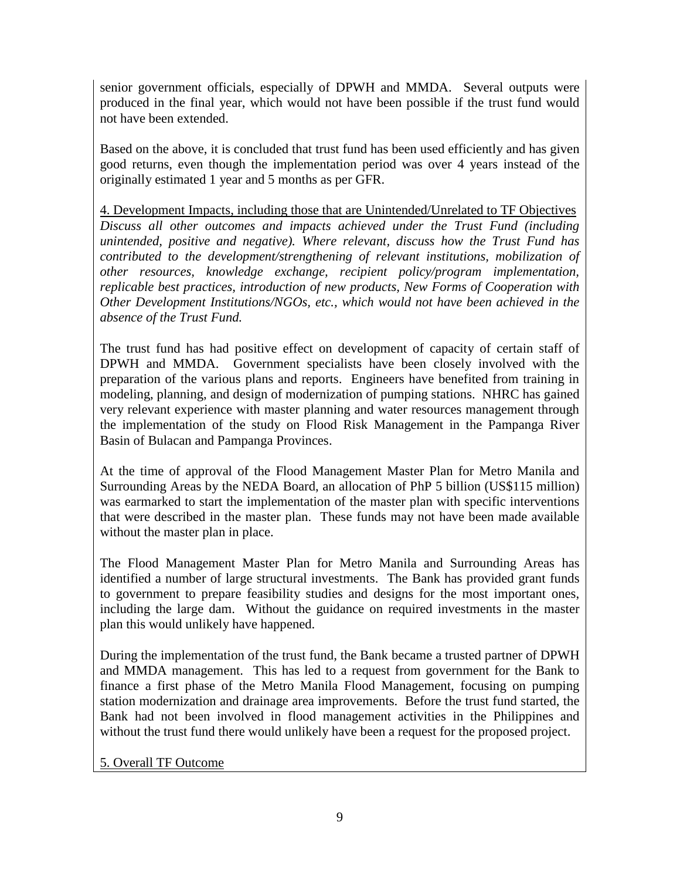senior government officials, especially of DPWH and MMDA. Several outputs were produced in the final year, which would not have been possible if the trust fund would not have been extended.

Based on the above, it is concluded that trust fund has been used efficiently and has given good returns, even though the implementation period was over 4 years instead of the originally estimated 1 year and 5 months as per GFR.

4. Development Impacts, including those that are Unintended/Unrelated to TF Objectives

*Discuss all other outcomes and impacts achieved under the Trust Fund (including unintended, positive and negative). Where relevant, discuss how the Trust Fund has contributed to the development/strengthening of relevant institutions, mobilization of other resources, knowledge exchange, recipient policy/program implementation, replicable best practices, introduction of new products, New Forms of Cooperation with Other Development Institutions/NGOs, etc., which would not have been achieved in the absence of the Trust Fund.*

The trust fund has had positive effect on development of capacity of certain staff of DPWH and MMDA. Government specialists have been closely involved with the preparation of the various plans and reports. Engineers have benefited from training in modeling, planning, and design of modernization of pumping stations. NHRC has gained very relevant experience with master planning and water resources management through the implementation of the study on Flood Risk Management in the Pampanga River Basin of Bulacan and Pampanga Provinces.

At the time of approval of the Flood Management Master Plan for Metro Manila and Surrounding Areas by the NEDA Board, an allocation of PhP 5 billion (US$115 million) was earmarked to start the implementation of the master plan with specific interventions that were described in the master plan. These funds may not have been made available without the master plan in place.

The Flood Management Master Plan for Metro Manila and Surrounding Areas has identified a number of large structural investments. The Bank has provided grant funds to government to prepare feasibility studies and designs for the most important ones, including the large dam. Without the guidance on required investments in the master plan this would unlikely have happened.

During the implementation of the trust fund, the Bank became a trusted partner of DPWH and MMDA management. This has led to a request from government for the Bank to finance a first phase of the Metro Manila Flood Management, focusing on pumping station modernization and drainage area improvements. Before the trust fund started, the Bank had not been involved in flood management activities in the Philippines and without the trust fund there would unlikely have been a request for the proposed project.

5. Overall TF Outcome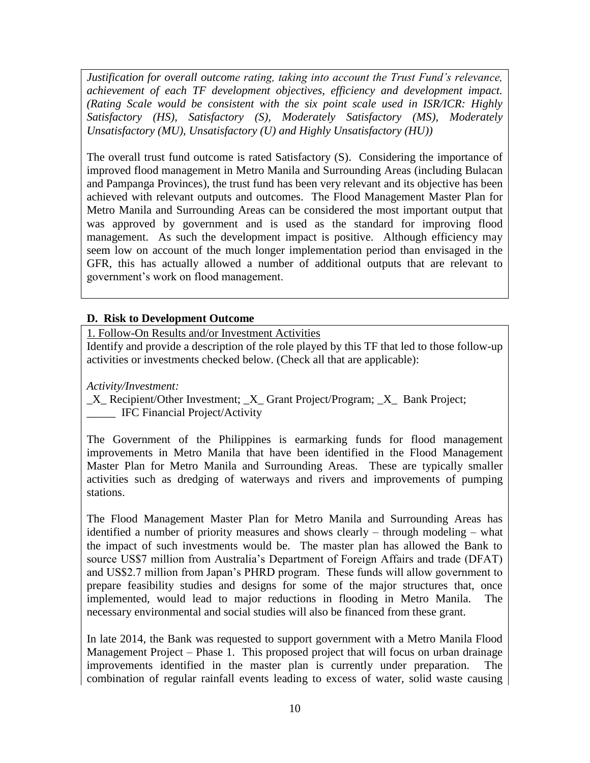*Justification for overall outcome rating, taking into account the Trust Fund's relevance, achievement of each TF development objectives, efficiency and development impact. (Rating Scale would be consistent with the six point scale used in ISR/ICR: Highly Satisfactory (HS), Satisfactory (S), Moderately Satisfactory (MS), Moderately Unsatisfactory (MU), Unsatisfactory (U) and Highly Unsatisfactory (HU))*

The overall trust fund outcome is rated Satisfactory (S). Considering the importance of improved flood management in Metro Manila and Surrounding Areas (including Bulacan and Pampanga Provinces), the trust fund has been very relevant and its objective has been achieved with relevant outputs and outcomes. The Flood Management Master Plan for Metro Manila and Surrounding Areas can be considered the most important output that was approved by government and is used as the standard for improving flood management. As such the development impact is positive. Although efficiency may seem low on account of the much longer implementation period than envisaged in the GFR, this has actually allowed a number of additional outputs that are relevant to government's work on flood management.

## D. Risk to Development Outcome

1. Follow-On Results and/or Investment Activities

Identify and provide a description of the role played by this TF that led to those follow-up activities or investments checked below. (Check all that are applicable):

*Activity/Investment:*

_X_ Recipient/Other Investment; _X_ Grant Project/Program; _X_ Bank Project; _____ IFC Financial Project/Activity

The Government of the Philippines is earmarking funds for flood management improvements in Metro Manila that have been identified in the Flood Management Master Plan for Metro Manila and Surrounding Areas. These are typically smaller activities such as dredging of waterways and rivers and improvements of pumping stations.

The Flood Management Master Plan for Metro Manila and Surrounding Areas has identified a number of priority measures and shows clearly – through modeling – what the impact of such investments would be. The master plan has allowed the Bank to source US$7 million from Australia's Department of Foreign Affairs and trade (DFAT) and US$2.7 million from Japan's PHRD program. These funds will allow government to prepare feasibility studies and designs for some of the major structures that, once implemented, would lead to major reductions in flooding in Metro Manila. The necessary environmental and social studies will also be financed from these grant.

In late 2014, the Bank was requested to support government with a Metro Manila Flood Management Project – Phase 1. This proposed project that will focus on urban drainage improvements identified in the master plan is currently under preparation. The combination of regular rainfall events leading to excess of water, solid waste causing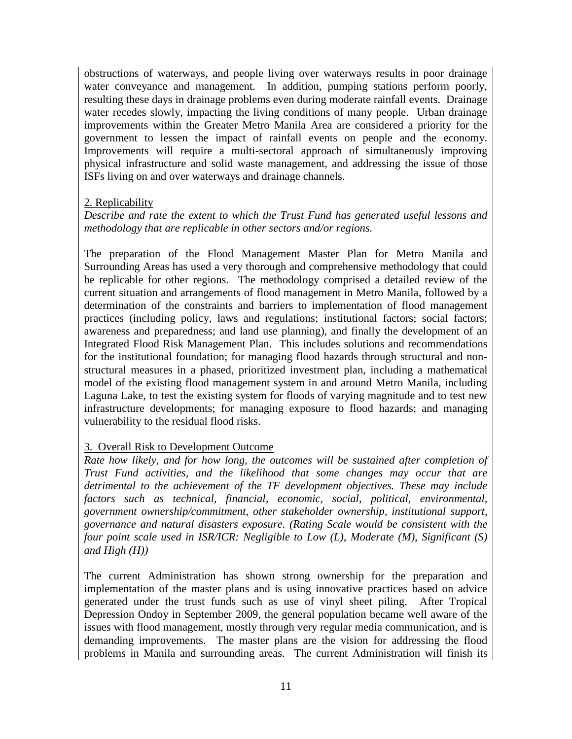obstructions of waterways, and people living over waterways results in poor drainage water conveyance and management. In addition, pumping stations perform poorly, resulting these days in drainage problems even during moderate rainfall events. Drainage water recedes slowly, impacting the living conditions of many people. Urban drainage improvements within the Greater Metro Manila Area are considered a priority for the government to lessen the impact of rainfall events on people and the economy. Improvements will require a multi-sectoral approach of simultaneously improving physical infrastructure and solid waste management, and addressing the issue of those ISFs living on and over waterways and drainage channels.

2. Replicability

*Describe and rate the extent to which the Trust Fund has generated useful lessons and methodology that are replicable in other sectors and/or regions.*

The preparation of the Flood Management Master Plan for Metro Manila and Surrounding Areas has used a very thorough and comprehensive methodology that could be replicable for other regions. The methodology comprised a detailed review of the current situation and arrangements of flood management in Metro Manila, followed by a determination of the constraints and barriers to implementation of flood management practices (including policy, laws and regulations; institutional factors; social factors; awareness and preparedness; and land use planning), and finally the development of an Integrated Flood Risk Management Plan. This includes solutions and recommendations for the institutional foundation; for managing flood hazards through structural and non-structural measures in a phased, prioritized investment plan, including a mathematical model of the existing flood management system in and around Metro Manila, including Laguna Lake, to test the existing system for floods of varying magnitude and to test new infrastructure developments; for managing exposure to flood hazards; and managing vulnerability to the residual flood risks.

3. Overall Risk to Development Outcome

*Rate how likely, and for how long, the outcomes will be sustained after completion of Trust Fund activities, and the likelihood that some changes may occur that are detrimental to the achievement of the TF development objectives. These may include factors such as technical, financial, economic, social, political, environmental, government ownership/commitment, other stakeholder ownership, institutional support, governance and natural disasters exposure. (Rating Scale would be consistent with the four point scale used in ISR/ICR: Negligible to Low (L), Moderate (M), Significant (S) and High (H))*

The current Administration has shown strong ownership for the preparation and implementation of the master plans and is using innovative practices based on advice generated under the trust funds such as use of vinyl sheet piling. After Tropical Depression Ondoy in September 2009, the general population became well aware of the issues with flood management, mostly through very regular media communication, and is demanding improvements. The master plans are the vision for addressing the flood problems in Manila and surrounding areas. The current Administration will finish its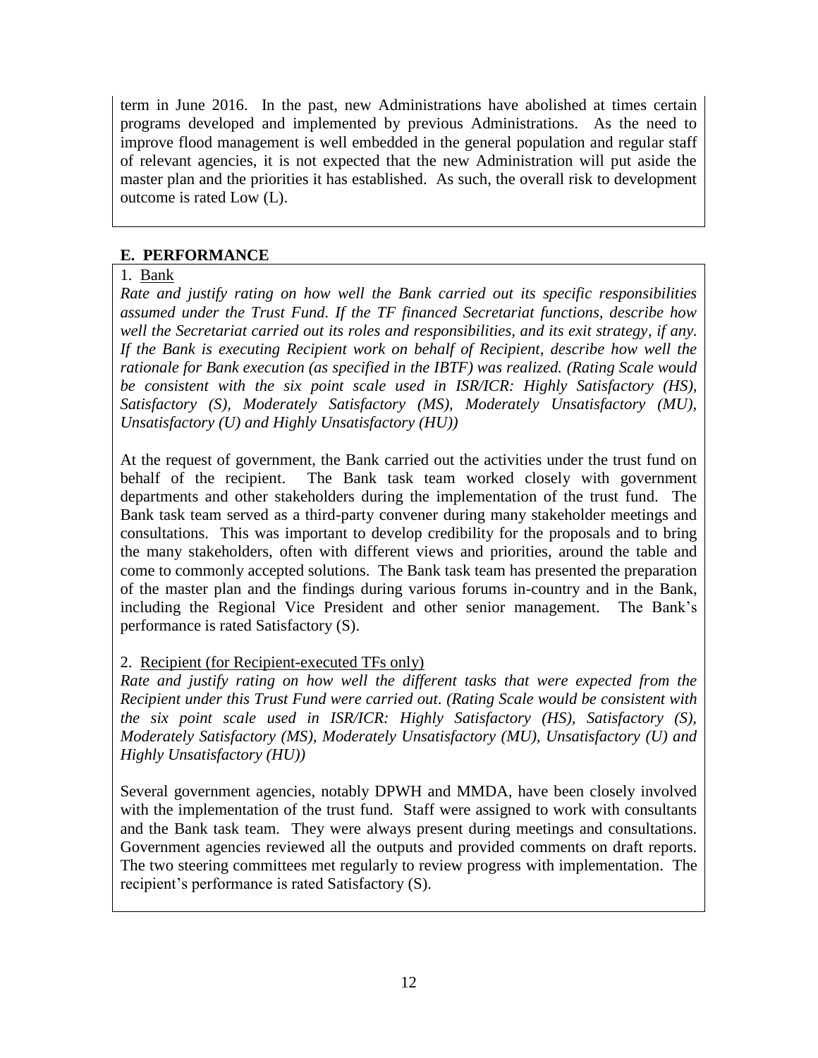term in June 2016. In the past, new Administrations have abolished at times certain programs developed and implemented by previous Administrations. As the need to improve flood management is well embedded in the general population and regular staff of relevant agencies, it is not expected that the new Administration will put aside the master plan and the priorities it has established. As such, the overall risk to development outcome is rated Low (L).

## E. PERFORMANCE

1. Bank

*Rate and justify rating on how well the Bank carried out its specific responsibilities assumed under the Trust Fund. If the TF financed Secretariat functions, describe how well the Secretariat carried out its roles and responsibilities, and its exit strategy, if any. If the Bank is executing Recipient work on behalf of Recipient, describe how well the rationale for Bank execution (as specified in the IBTF) was realized. (Rating Scale would be consistent with the six point scale used in ISR/ICR: Highly Satisfactory (HS), Satisfactory (S), Moderately Satisfactory (MS), Moderately Unsatisfactory (MU), Unsatisfactory (U) and Highly Unsatisfactory (HU))*

At the request of government, the Bank carried out the activities under the trust fund on behalf of the recipient. The Bank task team worked closely with government departments and other stakeholders during the implementation of the trust fund. The Bank task team served as a third-party convener during many stakeholder meetings and consultations. This was important to develop credibility for the proposals and to bring the many stakeholders, often with different views and priorities, around the table and come to commonly accepted solutions. The Bank task team has presented the preparation of the master plan and the findings during various forums in-country and in the Bank, including the Regional Vice President and other senior management. The Bank's performance is rated Satisfactory (S).

2. Recipient (for Recipient-executed TFs only)

*Rate and justify rating on how well the different tasks that were expected from the Recipient under this Trust Fund were carried out. (Rating Scale would be consistent with the six point scale used in ISR/ICR: Highly Satisfactory (HS), Satisfactory (S), Moderately Satisfactory (MS), Moderately Unsatisfactory (MU), Unsatisfactory (U) and Highly Unsatisfactory (HU))*

Several government agencies, notably DPWH and MMDA, have been closely involved with the implementation of the trust fund. Staff were assigned to work with consultants and the Bank task team. They were always present during meetings and consultations. Government agencies reviewed all the outputs and provided comments on draft reports. The two steering committees met regularly to review progress with implementation. The recipient's performance is rated Satisfactory (S).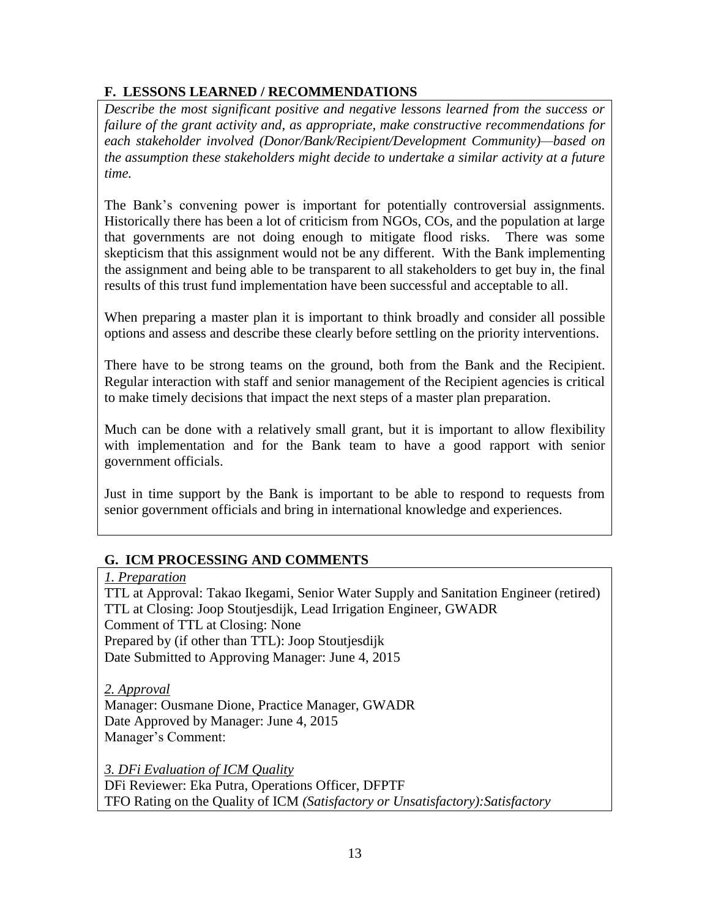## F. LESSONS LEARNED / RECOMMENDATIONS

*Describe the most significant positive and negative lessons learned from the success or failure of the grant activity and, as appropriate, make constructive recommendations for each stakeholder involved (Donor/Bank/Recipient/Development Community)—based on the assumption these stakeholders might decide to undertake a similar activity at a future time.*

The Bank's convening power is important for potentially controversial assignments. Historically there has been a lot of criticism from NGOs, COs, and the population at large that governments are not doing enough to mitigate flood risks. There was some skepticism that this assignment would not be any different. With the Bank implementing the assignment and being able to be transparent to all stakeholders to get buy in, the final results of this trust fund implementation have been successful and acceptable to all.

When preparing a master plan it is important to think broadly and consider all possible options and assess and describe these clearly before settling on the priority interventions.

There have to be strong teams on the ground, both from the Bank and the Recipient. Regular interaction with staff and senior management of the Recipient agencies is critical to make timely decisions that impact the next steps of a master plan preparation.

Much can be done with a relatively small grant, but it is important to allow flexibility with implementation and for the Bank team to have a good rapport with senior government officials.

Just in time support by the Bank is important to be able to respond to requests from senior government officials and bring in international knowledge and experiences.

## G. ICM PROCESSING AND COMMENTS

*1. Preparation*

TTL at Approval: Takao Ikegami, Senior Water Supply and Sanitation Engineer (retired)
TTL at Closing: Joop Stoutjesdijk, Lead Irrigation Engineer, GWADR
Comment of TTL at Closing: None
Prepared by (if other than TTL): Joop Stoutjesdijk
Date Submitted to Approving Manager: June 4, 2015

*2. Approval*

Manager: Ousmane Dione, Practice Manager, GWADR
Date Approved by Manager: June 4, 2015
Manager's Comment:

*3. DFi Evaluation of ICM Quality*

DFi Reviewer: Eka Putra, Operations Officer, DFPTF
TFO Rating on the Quality of ICM *(Satisfactory or Unsatisfactory):Satisfactory*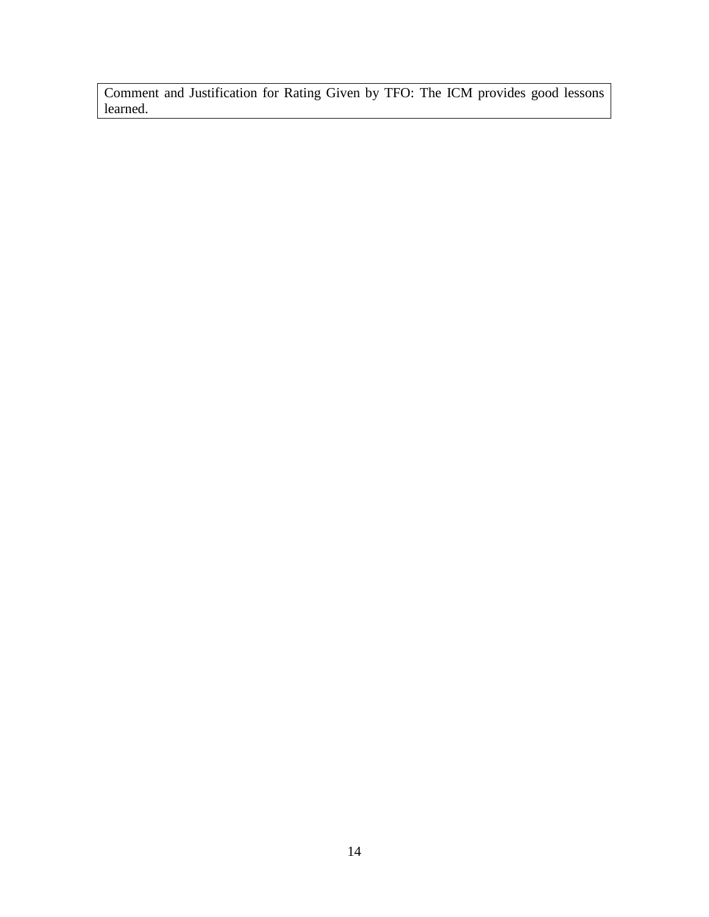| |
|---|
| Comment and Justification for Rating Given by TFO: The ICM provides good lessons learned. |